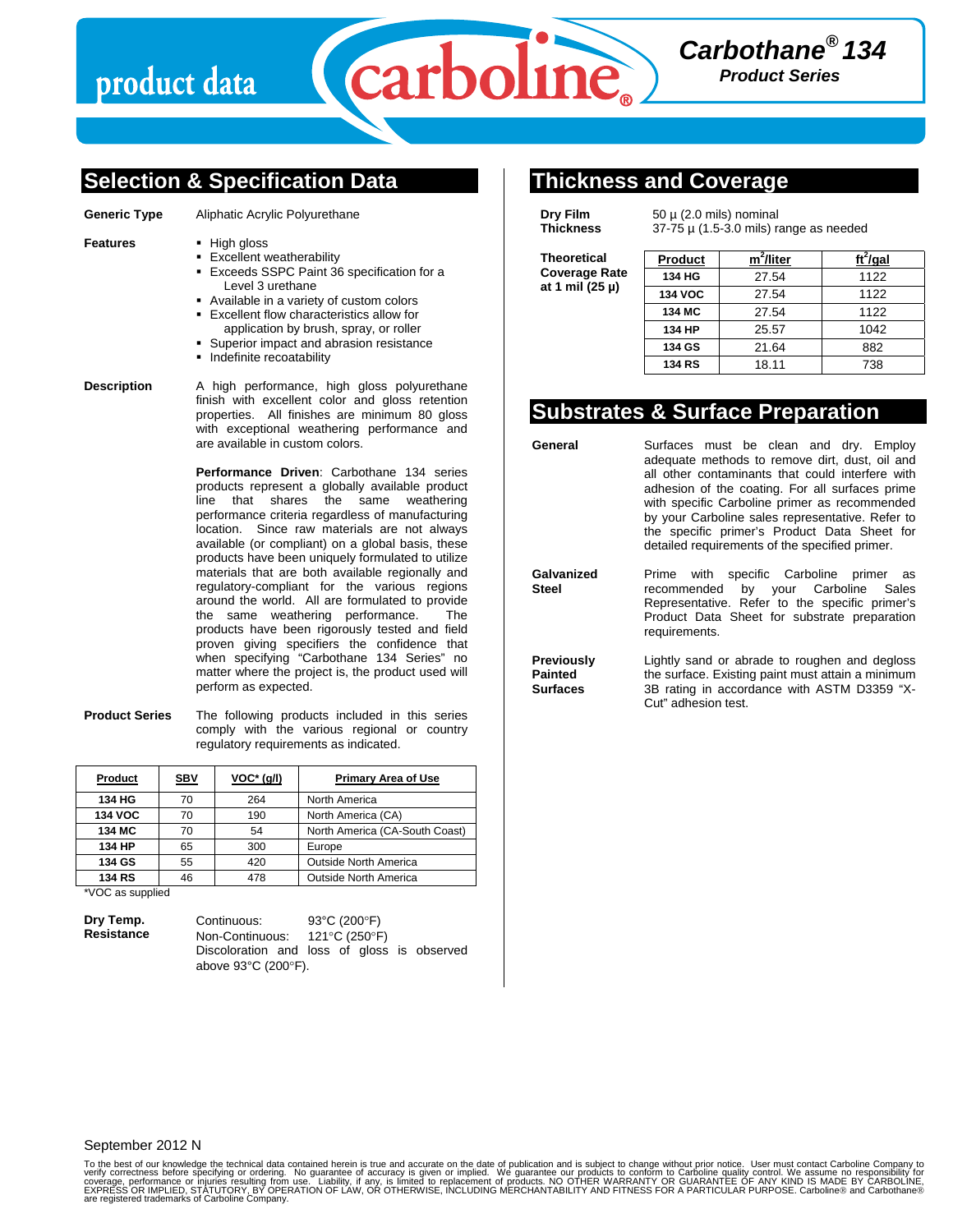# Carbothane® 134

**Product Series**

## Selection & Specification Data

**Generic Type**

Aliphatic Acrylic Polyurethane

**Features**

- High gloss
- Excellent weatherability
- Exceeds SSPC Paint 36 specification for a Level 3 urethane
- Available in a variety of custom colors
- Excellent flow characteristics allow for application by brush, spray, or roller
- Superior impact and abrasion resistance
- Indefinite recoatability

**Description**

A high performance, high gloss polyurethane finish with excellent color and gloss retention properties. All finishes are minimum 80 gloss with exceptional weathering performance and are available in custom colors.

**Performance Driven**: Carbothane 134 series products represent a globally available product line that shares the same weathering performance criteria regardless of manufacturing location. Since raw materials are not always available (or compliant) on a global basis, these products have been uniquely formulated to utilize materials that are both available regionally and regulatory-compliant for the various regions around the world. All are formulated to provide the same weathering performance. The products have been rigorously tested and field proven giving specifiers the confidence that when specifying "Carbothane 134 Series" no matter where the project is, the product used will perform as expected.

**Product Series**

The following products included in this series comply with the various regional or country regulatory requirements as indicated.

| Product | SBV | VOC* (g/l) | Primary Area of Use |
|---|---|---|---|
| 134 HG | 70 | 264 | North America |
| 134 VOC | 70 | 190 | North America (CA) |
| 134 MC | 70 | 54 | North America (CA-South Coast) |
| 134 HP | 65 | 300 | Europe |
| 134 GS | 55 | 420 | Outside North America |
| 134 RS | 46 | 478 | Outside North America |

*VOC as supplied

**Dry Temp. Resistance**

Continuous: 93°C (200°F)
Non-Continuous: 121°C (250°F)
Discoloration and loss of gloss is observed above 93°C (200°F).

## Thickness and Coverage

**Dry Film Thickness**

50 µ (2.0 mils) nominal
37-75 µ (1.5-3.0 mils) range as needed

**Theoretical Coverage Rate at 1 mil (25 µ)**

| Product | $m^2$/liter | $ft^2$/gal |
|---|---|---|
| 134 HG | 27.54 | 1122 |
| 134 VOC | 27.54 | 1122 |
| 134 MC | 27.54 | 1122 |
| 134 HP | 25.57 | 1042 |
| 134 GS | 21.64 | 882 |
| 134 RS | 18.11 | 738 |

## Substrates & Surface Preparation

**General**

Surfaces must be clean and dry. Employ adequate methods to remove dirt, dust, oil and all other contaminants that could interfere with adhesion of the coating. For all surfaces prime with specific Carboline primer as recommended by your Carboline sales representative. Refer to the specific primer's Product Data Sheet for detailed requirements of the specified primer.

**Galvanized Steel**

Prime with specific Carboline primer as recommended by your Carboline Sales Representative. Refer to the specific primer's Product Data Sheet for substrate preparation requirements.

**Previously Painted Surfaces**

Lightly sand or abrade to roughen and degloss the surface. Existing paint must attain a minimum 3B rating in accordance with ASTM D3359 "X-Cut" adhesion test.

September 2012 N

To the best of our knowledge the technical data contained herein is true and accurate on the date of publication and is subject to change without prior notice. User must contact Carboline Company to verify correctness before specifying or ordering. No guarantee of accuracy is given or implied. We guarantee our products to conform to Carboline quality control. We assume no responsibility for coverage, performance or injuries resulting from use. Liability, if any, is limited to replacement of products. NO OTHER WARRANTY OR GUARANTEE OF ANY KIND IS MADE BY CARBOLINE, EXPRESS OR IMPLIED, STATUTORY, BY OPERATION OF LAW, OR OTHERWISE, INCLUDING MERCHANTABILITY AND FITNESS FOR A PARTICULAR PURPOSE. Carboline® and Carbothane® are registered trademarks of Carboline Company.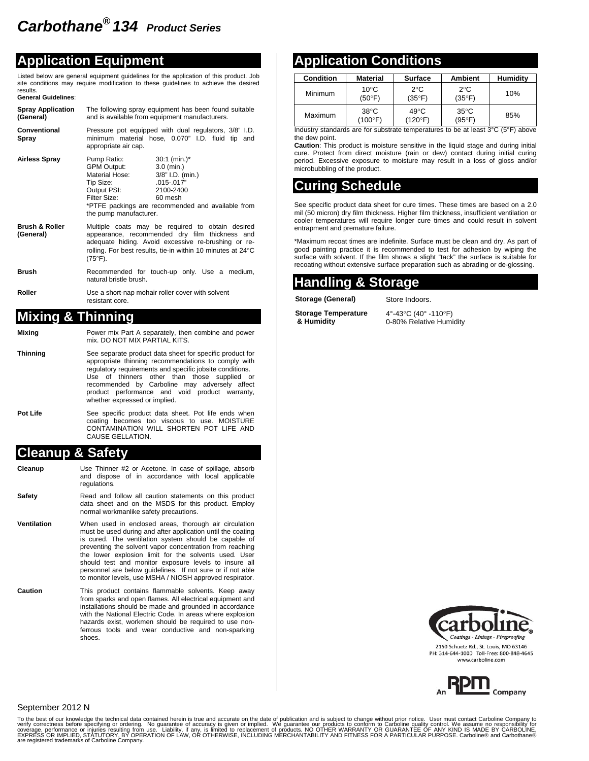# *Carbothane® 134 Product Series*

## Application Equipment

Listed below are general equipment guidelines for the application of this product. Job site conditions may require modification to these guidelines to achieve the desired results.

**General Guidelines**:

**Spray Application (General)** The following spray equipment has been found suitable and is available from equipment manufacturers.

**Conventional Spray** Pressure pot equipped with dual regulators, 3/8" I.D. minimum material hose, 0.070" I.D. fluid tip and appropriate air cap.

**Airless Spray**

| | |
|---|---|
| Pump Ratio: | 30:1 (min.)* |
| GPM Output: | 3.0 (min.) |
| Material Hose: | 3/8" I.D. (min.) |
| Tip Size: | .015-.017" |
| Output PSI: | 2100-2400 |
| Filter Size: | 60 mesh |

*PTFE packings are recommended and available from the pump manufacturer.

**Brush & Roller (General)** Multiple coats may be required to obtain desired appearance, recommended dry film thickness and adequate hiding. Avoid excessive re-brushing or re-rolling. For best results, tie-in within 10 minutes at 24°C (75°F).

**Brush** Recommended for touch-up only. Use a medium, natural bristle brush.

**Roller** Use a short-nap mohair roller cover with solvent resistant core.

## Mixing & Thinning

**Mixing** Power mix Part A separately, then combine and power mix. DO NOT MIX PARTIAL KITS.

**Thinning** See separate product data sheet for specific product for appropriate thinning recommendations to comply with regulatory requirements and specific jobsite conditions. Use of thinners other than those supplied or recommended by Carboline may adversely affect product performance and void product warranty, whether expressed or implied.

**Pot Life** See specific product data sheet. Pot life ends when coating becomes too viscous to use. MOISTURE CONTAMINATION WILL SHORTEN POT LIFE AND CAUSE GELLATION.

## Cleanup & Safety

**Cleanup** Use Thinner #2 or Acetone. In case of spillage, absorb and dispose of in accordance with local applicable regulations.

**Safety** Read and follow all caution statements on this product data sheet and on the MSDS for this product. Employ normal workmanlike safety precautions.

**Ventilation** When used in enclosed areas, thorough air circulation must be used during and after application until the coating is cured. The ventilation system should be capable of preventing the solvent vapor concentration from reaching the lower explosion limit for the solvents used. User should test and monitor exposure levels to insure all personnel are below guidelines. If not sure or if not able to monitor levels, use MSHA / NIOSH approved respirator.

**Caution** This product contains flammable solvents. Keep away from sparks and open flames. All electrical equipment and installations should be made and grounded in accordance with the National Electric Code. In areas where explosion hazards exist, workmen should be required to use non-ferrous tools and wear conductive and non-sparking shoes.

## Application Conditions

| Condition | Material | Surface | Ambient | Humidity |
|---|---|---|---|---|
| Minimum | 10°C (50°F) | 2°C (35°F) | 2°C (35°F) | 10% |
| Maximum | 38°C (100°F) | 49°C (120°F) | 35°C (95°F) | 85% |

Industry standards are for substrate temperatures to be at least 3°C (5°F) above the dew point.

**Caution**: This product is moisture sensitive in the liquid stage and during initial cure. Protect from direct moisture (rain or dew) contact during initial curing period. Excessive exposure to moisture may result in a loss of gloss and/or microbubbling of the product.

## Curing Schedule

See specific product data sheet for cure times. These times are based on a 2.0 mil (50 micron) dry film thickness. Higher film thickness, insufficient ventilation or cooler temperatures will require longer cure times and could result in solvent entrapment and premature failure.

*Maximum recoat times are indefinite. Surface must be clean and dry. As part of good painting practice it is recommended to test for adhesion by wiping the surface with solvent. If the film shows a slight "tack" the surface is suitable for recoating without extensive surface preparation such as abrading or de-glossing.

## Handling & Storage

**Storage (General)** Store Indoors.

**Storage Temperature & Humidity** 4°-43°C (40° -110°F)
0-80% Relative Humidity

carboline
Coatings - Linings - Fireproofing
2150 Schuetz Rd., St. Louis, MO 63146
PH: 314-644-1000 Toll-Free: 800-848-4645
www.carboline.com

An RPM Company

September 2012 N

To the best of our knowledge the technical data contained herein is true and accurate on the date of publication and is subject to change without prior notice. User must contact Carboline Company to verify correctness before specifying or ordering. No guarantee of accuracy is given or implied. We guarantee our products to conform to Carboline quality control. We assume no responsibility for coverage, performance or injuries resulting from use. Liability, if any, is limited to replacement of products. NO OTHER WARRANTY OR GUARANTEE OF ANY KIND IS MADE BY CARBOLINE, EXPRESS OR IMPLIED, STATUTORY, BY OPERATION OF LAW, OR OTHERWISE, INCLUDING MERCHANTABILITY AND FITNESS FOR A PARTICULAR PURPOSE. Carboline® and Carbothane® are registered trademarks of Carboline Company.